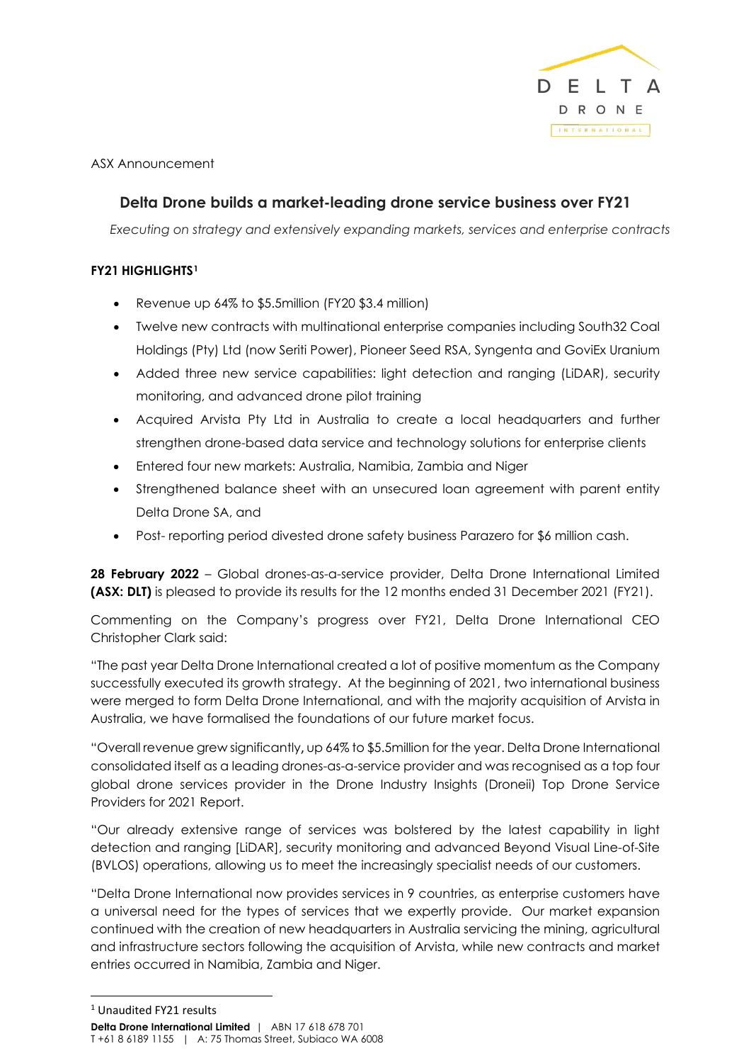ASX Announcement

## Delta Drone builds a market-leading drone service business over FY21

*Executing on strategy and extensively expanding markets, services and enterprise contracts*

**FY21 HIGHLIGHTS**[1]

- Revenue up 64% to $5.5million (FY20 $3.4 million)
- Twelve new contracts with multinational enterprise companies including South32 Coal Holdings (Pty) Ltd (now Seriti Power), Pioneer Seed RSA, Syngenta and GoviEx Uranium
- Added three new service capabilities: light detection and ranging (LiDAR), security monitoring, and advanced drone pilot training
- Acquired Arvista Pty Ltd in Australia to create a local headquarters and further strengthen drone-based data service and technology solutions for enterprise clients
- Entered four new markets: Australia, Namibia, Zambia and Niger
- Strengthened balance sheet with an unsecured loan agreement with parent entity Delta Drone SA, and
- Post- reporting period divested drone safety business Parazero for $6 million cash.

**28 February 2022** – Global drones-as-a-service provider, Delta Drone International Limited **(ASX: DLT)** is pleased to provide its results for the 12 months ended 31 December 2021 (FY21).

Commenting on the Company's progress over FY21, Delta Drone International CEO Christopher Clark said:

"The past year Delta Drone International created a lot of positive momentum as the Company successfully executed its growth strategy. At the beginning of 2021, two international business were merged to form Delta Drone International, and with the majority acquisition of Arvista in Australia, we have formalised the foundations of our future market focus.

"Overall revenue grew significantly, up 64% to $5.5million for the year. Delta Drone International consolidated itself as a leading drones-as-a-service provider and was recognised as a top four global drone services provider in the Drone Industry Insights (Droneii) Top Drone Service Providers for 2021 Report.

"Our already extensive range of services was bolstered by the latest capability in light detection and ranging [LiDAR], security monitoring and advanced Beyond Visual Line-of-Site (BVLOS) operations, allowing us to meet the increasingly specialist needs of our customers.

"Delta Drone International now provides services in 9 countries, as enterprise customers have a universal need for the types of services that we expertly provide. Our market expansion continued with the creation of new headquarters in Australia servicing the mining, agricultural and infrastructure sectors following the acquisition of Arvista, while new contracts and market entries occurred in Namibia, Zambia and Niger.

[1] Unaudited FY21 results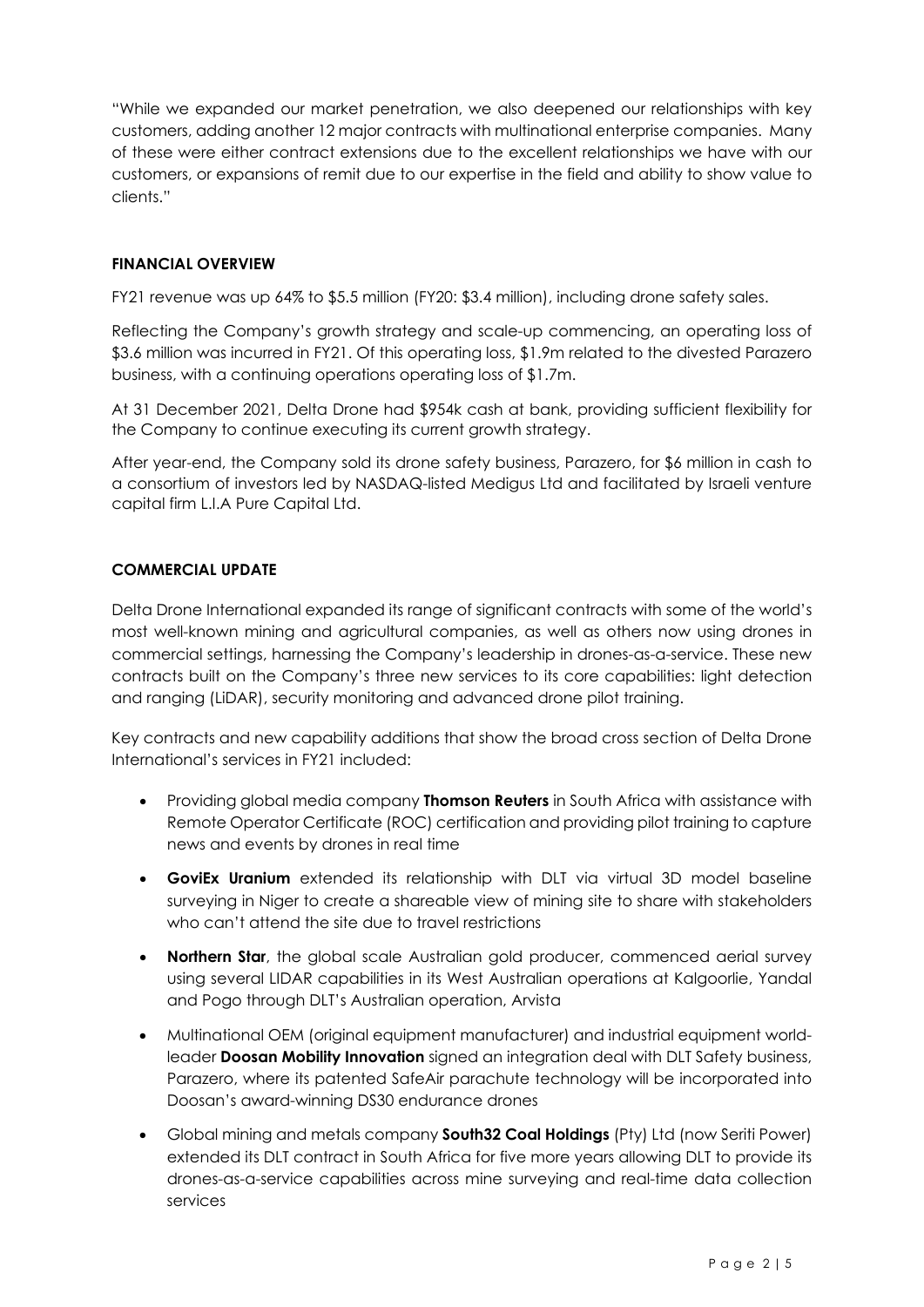"While we expanded our market penetration, we also deepened our relationships with key customers, adding another 12 major contracts with multinational enterprise companies. Many of these were either contract extensions due to the excellent relationships we have with our customers, or expansions of remit due to our expertise in the field and ability to show value to clients."

## FINANCIAL OVERVIEW

FY21 revenue was up 64% to $5.5 million (FY20: $3.4 million), including drone safety sales.

Reflecting the Company's growth strategy and scale-up commencing, an operating loss of $3.6 million was incurred in FY21. Of this operating loss, $1.9m related to the divested Parazero business, with a continuing operations operating loss of $1.7m.

At 31 December 2021, Delta Drone had $954k cash at bank, providing sufficient flexibility for the Company to continue executing its current growth strategy.

After year-end, the Company sold its drone safety business, Parazero, for $6 million in cash to a consortium of investors led by NASDAQ-listed Medigus Ltd and facilitated by Israeli venture capital firm L.I.A Pure Capital Ltd.

## COMMERCIAL UPDATE

Delta Drone International expanded its range of significant contracts with some of the world's most well-known mining and agricultural companies, as well as others now using drones in commercial settings, harnessing the Company's leadership in drones-as-a-service. These new contracts built on the Company's three new services to its core capabilities: light detection and ranging (LiDAR), security monitoring and advanced drone pilot training.

Key contracts and new capability additions that show the broad cross section of Delta Drone International's services in FY21 included:

- Providing global media company **Thomson Reuters** in South Africa with assistance with Remote Operator Certificate (ROC) certification and providing pilot training to capture news and events by drones in real time
- **GoviEx Uranium** extended its relationship with DLT via virtual 3D model baseline surveying in Niger to create a shareable view of mining site to share with stakeholders who can't attend the site due to travel restrictions
- **Northern Star**, the global scale Australian gold producer, commenced aerial survey using several LIDAR capabilities in its West Australian operations at Kalgoorlie, Yandal and Pogo through DLT's Australian operation, Arvista
- Multinational OEM (original equipment manufacturer) and industrial equipment world-leader **Doosan Mobility Innovation** signed an integration deal with DLT Safety business, Parazero, where its patented SafeAir parachute technology will be incorporated into Doosan's award-winning DS30 endurance drones
- Global mining and metals company **South32 Coal Holdings** (Pty) Ltd (now Seriti Power) extended its DLT contract in South Africa for five more years allowing DLT to provide its drones-as-a-service capabilities across mine surveying and real-time data collection services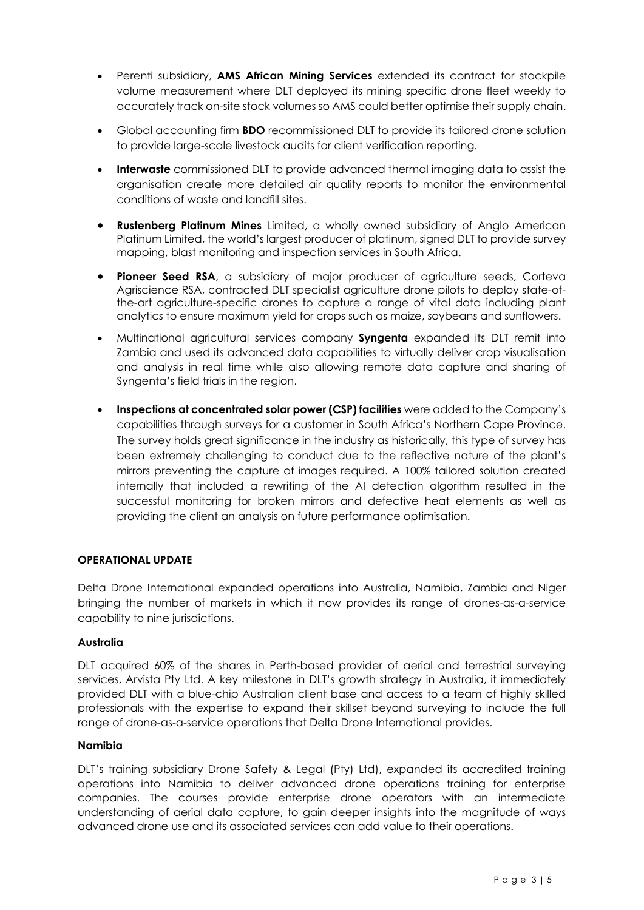- Perenti subsidiary, **AMS African Mining Services** extended its contract for stockpile volume measurement where DLT deployed its mining specific drone fleet weekly to accurately track on-site stock volumes so AMS could better optimise their supply chain.

- Global accounting firm **BDO** recommissioned DLT to provide its tailored drone solution to provide large-scale livestock audits for client verification reporting.

- **Interwaste** commissioned DLT to provide advanced thermal imaging data to assist the organisation create more detailed air quality reports to monitor the environmental conditions of waste and landfill sites.

- **Rustenberg Platinum Mines** Limited, a wholly owned subsidiary of Anglo American Platinum Limited, the world's largest producer of platinum, signed DLT to provide survey mapping, blast monitoring and inspection services in South Africa.

- **Pioneer Seed RSA**, a subsidiary of major producer of agriculture seeds, Corteva Agriscience RSA, contracted DLT specialist agriculture drone pilots to deploy state-of-the-art agriculture-specific drones to capture a range of vital data including plant analytics to ensure maximum yield for crops such as maize, soybeans and sunflowers.

- Multinational agricultural services company **Syngenta** expanded its DLT remit into Zambia and used its advanced data capabilities to virtually deliver crop visualisation and analysis in real time while also allowing remote data capture and sharing of Syngenta's field trials in the region.

- **Inspections at concentrated solar power (CSP) facilities** were added to the Company's capabilities through surveys for a customer in South Africa's Northern Cape Province. The survey holds great significance in the industry as historically, this type of survey has been extremely challenging to conduct due to the reflective nature of the plant's mirrors preventing the capture of images required. A 100% tailored solution created internally that included a rewriting of the AI detection algorithm resulted in the successful monitoring for broken mirrors and defective heat elements as well as providing the client an analysis on future performance optimisation.

## OPERATIONAL UPDATE

Delta Drone International expanded operations into Australia, Namibia, Zambia and Niger bringing the number of markets in which it now provides its range of drones-as-a-service capability to nine jurisdictions.

### Australia

DLT acquired 60% of the shares in Perth-based provider of aerial and terrestrial surveying services, Arvista Pty Ltd. A key milestone in DLT's growth strategy in Australia, it immediately provided DLT with a blue-chip Australian client base and access to a team of highly skilled professionals with the expertise to expand their skillset beyond surveying to include the full range of drone-as-a-service operations that Delta Drone International provides.

### Namibia

DLT's training subsidiary Drone Safety & Legal (Pty) Ltd), expanded its accredited training operations into Namibia to deliver advanced drone operations training for enterprise companies. The courses provide enterprise drone operators with an intermediate understanding of aerial data capture, to gain deeper insights into the magnitude of ways advanced drone use and its associated services can add value to their operations.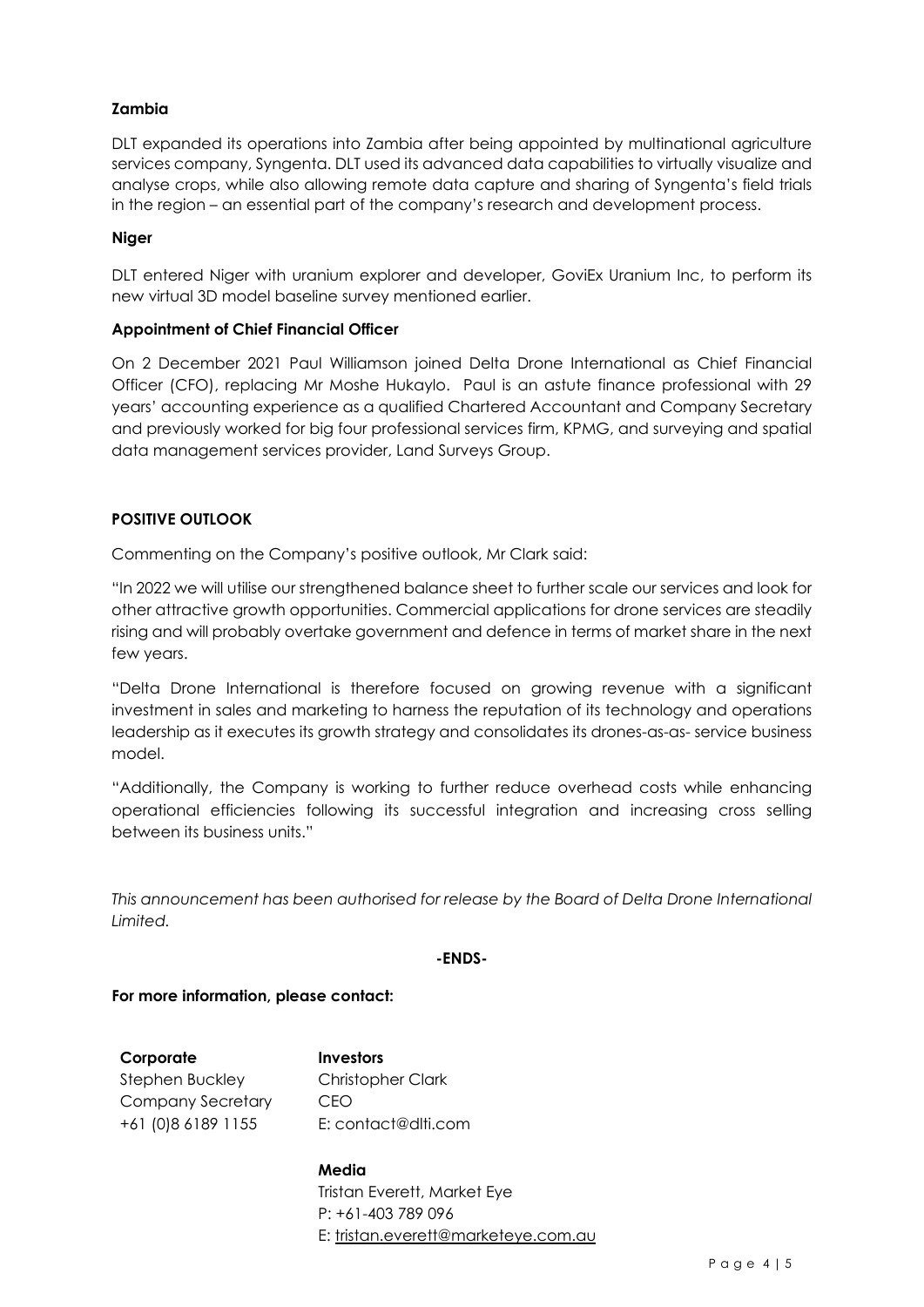**Zambia**

DLT expanded its operations into Zambia after being appointed by multinational agriculture services company, Syngenta. DLT used its advanced data capabilities to virtually visualize and analyse crops, while also allowing remote data capture and sharing of Syngenta's field trials in the region – an essential part of the company's research and development process.

**Niger**

DLT entered Niger with uranium explorer and developer, GoviEx Uranium Inc, to perform its new virtual 3D model baseline survey mentioned earlier.

**Appointment of Chief Financial Officer**

On 2 December 2021 Paul Williamson joined Delta Drone International as Chief Financial Officer (CFO), replacing Mr Moshe Hukaylo. Paul is an astute finance professional with 29 years' accounting experience as a qualified Chartered Accountant and Company Secretary and previously worked for big four professional services firm, KPMG, and surveying and spatial data management services provider, Land Surveys Group.

**POSITIVE OUTLOOK**

Commenting on the Company's positive outlook, Mr Clark said:

"In 2022 we will utilise our strengthened balance sheet to further scale our services and look for other attractive growth opportunities. Commercial applications for drone services are steadily rising and will probably overtake government and defence in terms of market share in the next few years.

"Delta Drone International is therefore focused on growing revenue with a significant investment in sales and marketing to harness the reputation of its technology and operations leadership as it executes its growth strategy and consolidates its drones-as-as- service business model.

"Additionally, the Company is working to further reduce overhead costs while enhancing operational efficiencies following its successful integration and increasing cross selling between its business units."

*This announcement has been authorised for release by the Board of Delta Drone International Limited.*

**-ENDS-**

**For more information, please contact:**

**Corporate**
Stephen Buckley
Company Secretary
+61 (0)8 6189 1155

**Investors**
Christopher Clark
CEO
E: contact@dlti.com

**Media**
Tristan Everett, Market Eye
P: +61-403 789 096
E: tristan.everett@marketeye.com.au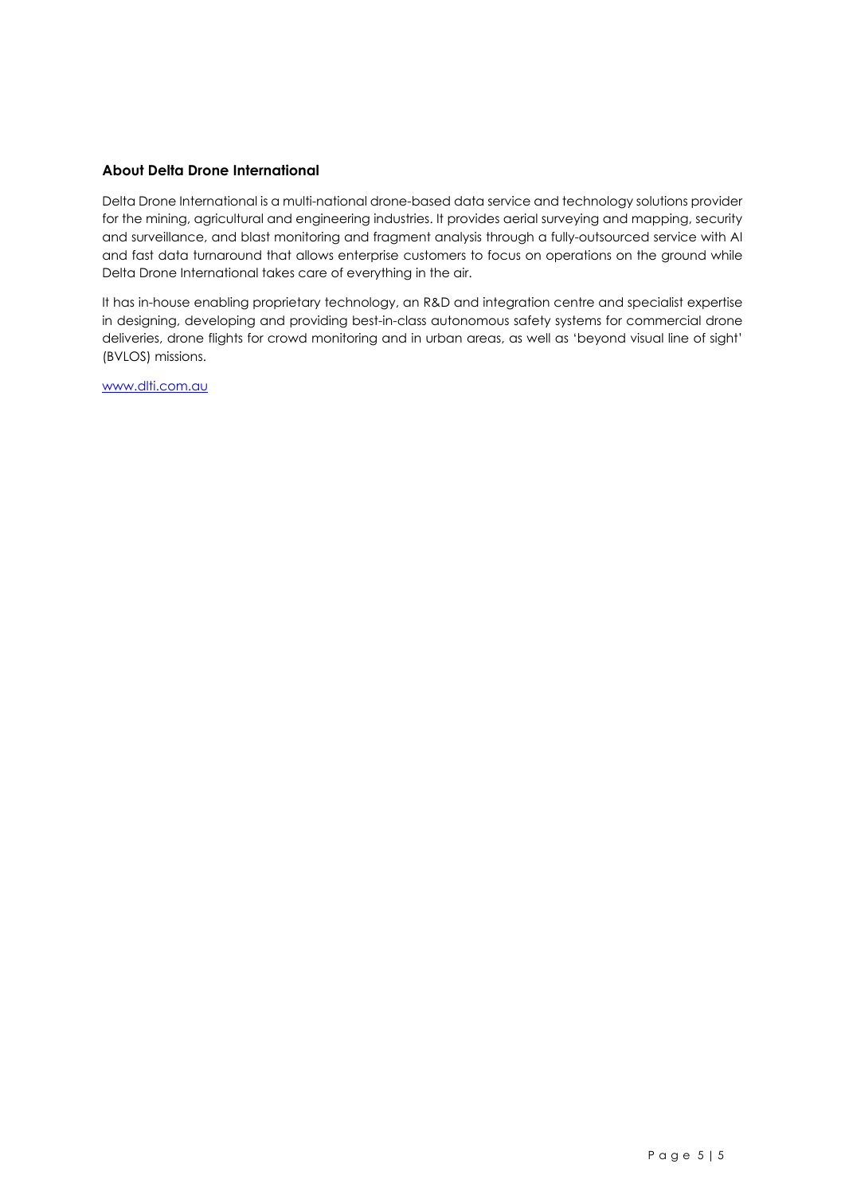**About Delta Drone International**

Delta Drone International is a multi-national drone-based data service and technology solutions provider for the mining, agricultural and engineering industries. It provides aerial surveying and mapping, security and surveillance, and blast monitoring and fragment analysis through a fully-outsourced service with AI and fast data turnaround that allows enterprise customers to focus on operations on the ground while Delta Drone International takes care of everything in the air.

It has in-house enabling proprietary technology, an R&D and integration centre and specialist expertise in designing, developing and providing best-in-class autonomous safety systems for commercial drone deliveries, drone flights for crowd monitoring and in urban areas, as well as 'beyond visual line of sight' (BVLOS) missions.

www.dlti.com.au